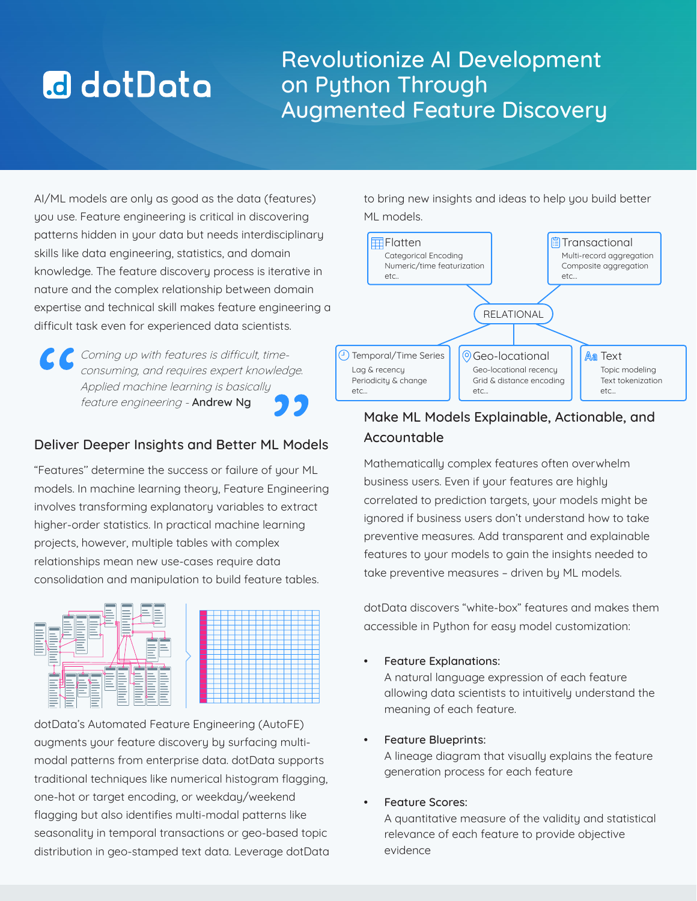dotData

# Revolutionize AI Development on Python Through Augmented Feature Discovery

AI/ML models are only as good as the data (features) you use. Feature engineering is critical in discovering patterns hidden in your data but needs interdisciplinary skills like data engineering, statistics, and domain knowledge. The feature discovery process is iterative in nature and the complex relationship between domain expertise and technical skill makes feature engineering a difficult task even for experienced data scientists.

> *Coming up with features is difficult, time-consuming, and requires expert knowledge. Applied machine learning is basically feature engineering* - **Andrew Ng**

## Deliver Deeper Insights and Better ML Models

"Features" determine the success or failure of your ML models. In machine learning theory, Feature Engineering involves transforming explanatory variables to extract higher-order statistics. In practical machine learning projects, however, multiple tables with complex relationships mean new use-cases require data consolidation and manipulation to build feature tables.

dotData's Automated Feature Engineering (AutoFE) augments your feature discovery by surfacing multi-modal patterns from enterprise data. dotData supports traditional techniques like numerical histogram flagging, one-hot or target encoding, or weekday/weekend flagging but also identifies multi-modal patterns like seasonality in temporal transactions or geo-based topic distribution in geo-stamped text data. Leverage dotData to bring new insights and ideas to help you build better ML models.

- **Flatten**: Categorical Encoding, Numeric/time featurization, etc..
- **Transactional**: Multi-record aggregation, Composite aggregation, etc...
- **RELATIONAL**
- **Temporal/Time Series**: Lag & recency, Periodicity & change, etc...
- **Geo-locational**: Geo-locational recency, Grid & distance encoding, etc...
- **Text**: Topic modeling, Text tokenization, etc...

## Make ML Models Explainable, Actionable, and Accountable

Mathematically complex features often overwhelm business users. Even if your features are highly correlated to prediction targets, your models might be ignored if business users don't understand how to take preventive measures. Add transparent and explainable features to your models to gain the insights needed to take preventive measures – driven by ML models.

dotData discovers "white-box" features and makes them accessible in Python for easy model customization:

- **Feature Explanations:**
  A natural language expression of each feature allowing data scientists to intuitively understand the meaning of each feature.
- **Feature Blueprints:**
  A lineage diagram that visually explains the feature generation process for each feature
- **Feature Scores:**
  A quantitative measure of the validity and statistical relevance of each feature to provide objective evidence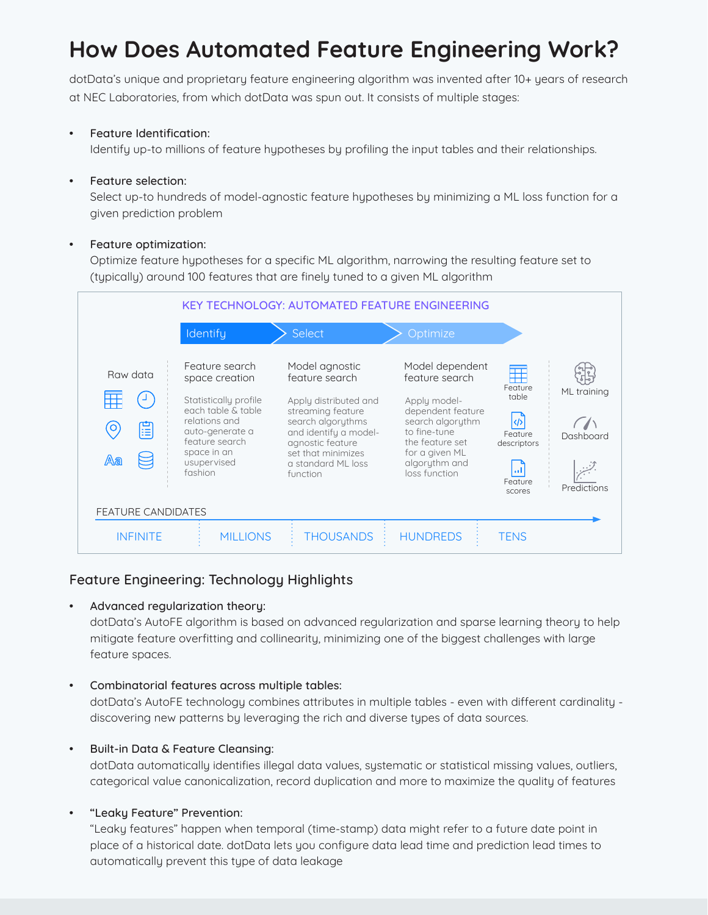# How Does Automated Feature Engineering Work?

dotData's unique and proprietary feature engineering algorithm was invented after 10+ years of research at NEC Laboratories, from which dotData was spun out. It consists of multiple stages:

- **Feature Identification:**
  Identify up-to millions of feature hypotheses by profiling the input tables and their relationships.

- **Feature selection:**
  Select up-to hundreds of model-agnostic feature hypotheses by minimizing a ML loss function for a given prediction problem

- **Feature optimization:**
  Optimize feature hypotheses for a specific ML algorithm, narrowing the resulting feature set to (typically) around 100 features that are finely tuned to a given ML algorithm

KEY TECHNOLOGY: AUTOMATED FEATURE ENGINEERING

Identify → Select → Optimize

Raw data

**Feature search space creation**
Statistically profile each table & table relations and auto-generate a feature search space in an usupervised fashion

**Model agnostic feature search**
Apply distributed and streaming feature search algorythms and identify a model-agnostic feature set that minimizes a standard ML loss function

**Model dependent feature search**
Apply model-dependent feature search algorythm to fine-tune the feature set for a given ML algorythm and loss function

Feature table, Feature descriptors, Feature scores

ML training, Dashboard, Predictions

FEATURE CANDIDATES: INFINITE → MILLIONS → THOUSANDS → HUNDREDS → TENS

## Feature Engineering: Technology Highlights

- **Advanced regularization theory:**
  dotData's AutoFE algorithm is based on advanced regularization and sparse learning theory to help mitigate feature overfitting and collinearity, minimizing one of the biggest challenges with large feature spaces.

- **Combinatorial features across multiple tables:**
  dotData's AutoFE technology combines attributes in multiple tables - even with different cardinality - discovering new patterns by leveraging the rich and diverse types of data sources.

- **Built-in Data & Feature Cleansing:**
  dotData automatically identifies illegal data values, systematic or statistical missing values, outliers, categorical value canonicalization, record duplication and more to maximize the quality of features

- **"Leaky Feature" Prevention:**
  "Leaky features" happen when temporal (time-stamp) data might refer to a future date point in place of a historical date. dotData lets you configure data lead time and prediction lead times to automatically prevent this type of data leakage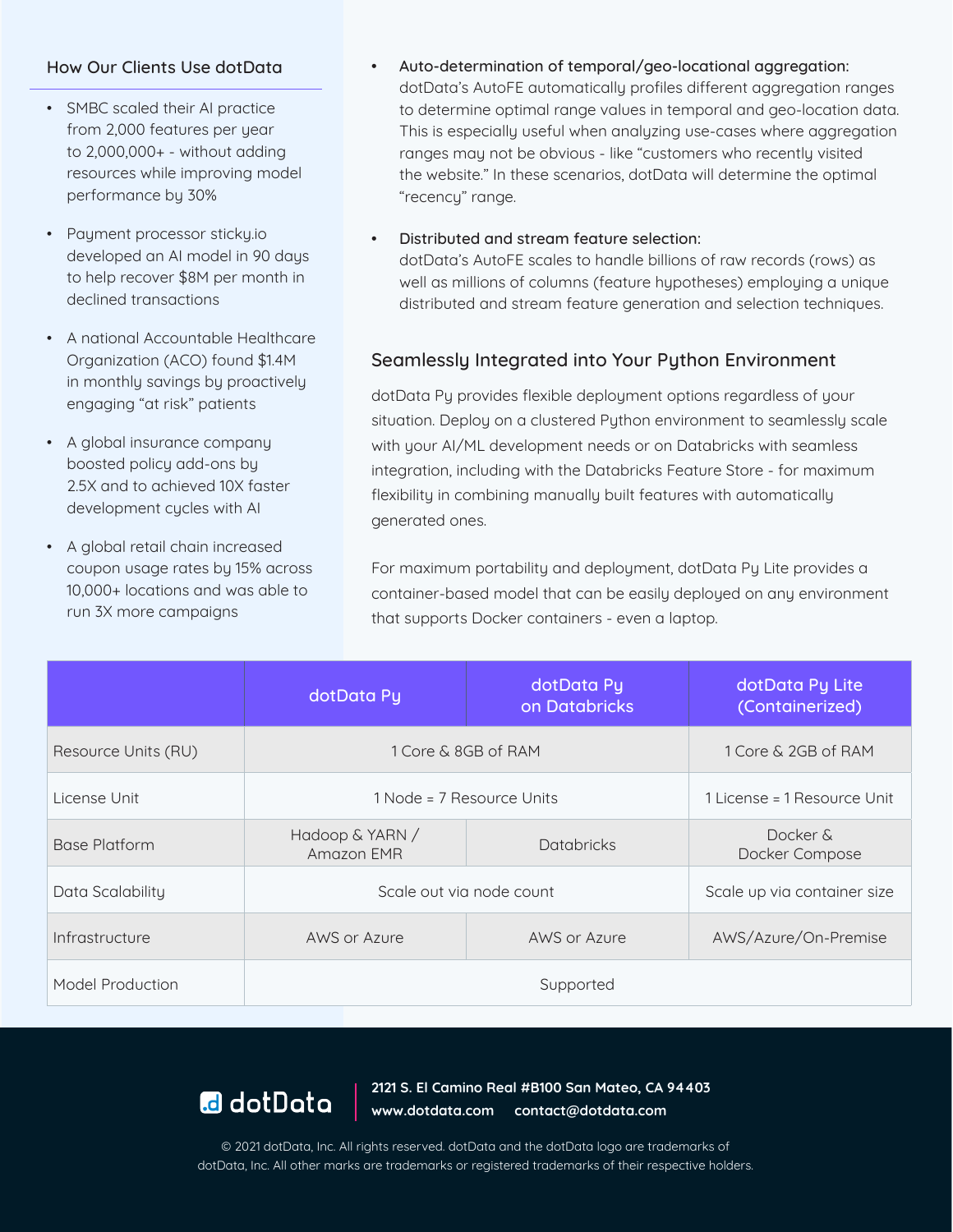## How Our Clients Use dotData

- SMBC scaled their AI practice from 2,000 features per year to 2,000,000+ - without adding resources while improving model performance by 30%
- Payment processor sticky.io developed an AI model in 90 days to help recover $8M per month in declined transactions
- A national Accountable Healthcare Organization (ACO) found $1.4M in monthly savings by proactively engaging “at risk” patients
- A global insurance company boosted policy add-ons by 2.5X and to achieved 10X faster development cycles with AI
- A global retail chain increased coupon usage rates by 15% across 10,000+ locations and was able to run 3X more campaigns

- **Auto-determination of temporal/geo-locational aggregation:** dotData’s AutoFE automatically profiles different aggregation ranges to determine optimal range values in temporal and geo-location data. This is especially useful when analyzing use-cases where aggregation ranges may not be obvious - like “customers who recently visited the website.” In these scenarios, dotData will determine the optimal “recency” range.
- **Distributed and stream feature selection:** dotData’s AutoFE scales to handle billions of raw records (rows) as well as millions of columns (feature hypotheses) employing a unique distributed and stream feature generation and selection techniques.

## Seamlessly Integrated into Your Python Environment

dotData Py provides flexible deployment options regardless of your situation. Deploy on a clustered Python environment to seamlessly scale with your AI/ML development needs or on Databricks with seamless integration, including with the Databricks Feature Store - for maximum flexibility in combining manually built features with automatically generated ones.

For maximum portability and deployment, dotData Py Lite provides a container-based model that can be easily deployed on any environment that supports Docker containers - even a laptop.

| | dotData Py | dotData Py on Databricks | dotData Py Lite (Containerized) |
|---|---|---|---|
| Resource Units (RU) | 1 Core & 8GB of RAM | | 1 Core & 2GB of RAM |
| License Unit | 1 Node = 7 Resource Units | | 1 License = 1 Resource Unit |
| Base Platform | Hadoop & YARN / Amazon EMR | Databricks | Docker & Docker Compose |
| Data Scalability | Scale out via node count | | Scale up via container size |
| Infrastructure | AWS or Azure | AWS or Azure | AWS/Azure/On-Premise |
| Model Production | Supported | | |

dotData

2121 S. El Camino Real #B100 San Mateo, CA 94403
www.dotdata.com contact@dotdata.com

© 2021 dotData, Inc. All rights reserved. dotData and the dotData logo are trademarks of dotData, Inc. All other marks are trademarks or registered trademarks of their respective holders.